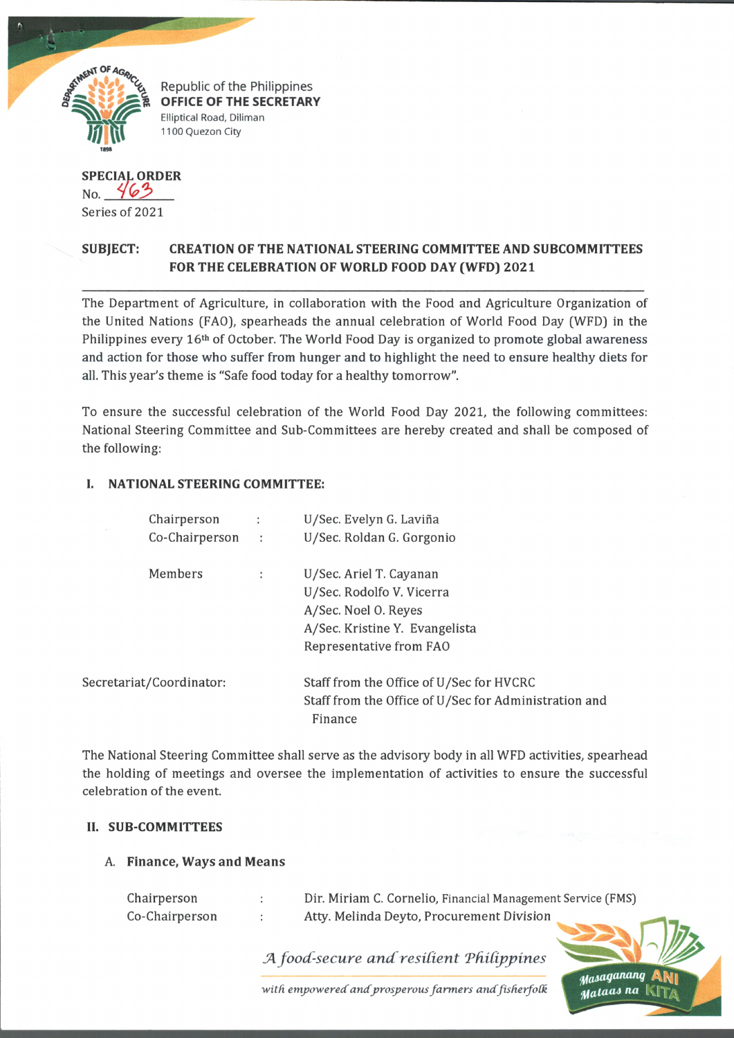Republic of the Philippines
**OFFICE OF THE SECRETARY**
Elliptical Road, Diliman
1100 Quezon City

**SPECIAL ORDER**
No. 463
Series of 2021

**SUBJECT: CREATION OF THE NATIONAL STEERING COMMITTEE AND SUBCOMMITTEES FOR THE CELEBRATION OF WORLD FOOD DAY (WFD) 2021**

---

The Department of Agriculture, in collaboration with the Food and Agriculture Organization of the United Nations (FAO), spearheads the annual celebration of World Food Day (WFD) in the Philippines every 16th of October. The World Food Day is organized to promote global awareness and action for those who suffer from hunger and to highlight the need to ensure healthy diets for all. This year's theme is "Safe food today for a healthy tomorrow".

To ensure the successful celebration of the World Food Day 2021, the following committees: National Steering Committee and Sub-Committees are hereby created and shall be composed of the following:

## I. NATIONAL STEERING COMMITTEE:

| | | |
|---|---|---|
| Chairperson | : | U/Sec. Evelyn G. Laviña |
| Co-Chairperson | : | U/Sec. Roldan G. Gorgonio |
| Members | : | U/Sec. Ariel T. Cayanan<br>U/Sec. Rodolfo V. Vicerra<br>A/Sec. Noel O. Reyes<br>A/Sec. Kristine Y. Evangelista<br>Representative from FAO |
| Secretariat/Coordinator: | | Staff from the Office of U/Sec for HVCRC<br>Staff from the Office of U/Sec for Administration and Finance |

The National Steering Committee shall serve as the advisory body in all WFD activities, spearhead the holding of meetings and oversee the implementation of activities to ensure the successful celebration of the event.

## II. SUB-COMMITTEES

### A. Finance, Ways and Means

| | | |
|---|---|---|
| Chairperson | : | Dir. Miriam C. Cornelio, Financial Management Service (FMS) |
| Co-Chairperson | : | Atty. Melinda Deyto, Procurement Division |

*A food-secure and resilient Philippines*
*with empowered and prosperous farmers and fisherfolk*

Masaganang ANI Mataas na KITA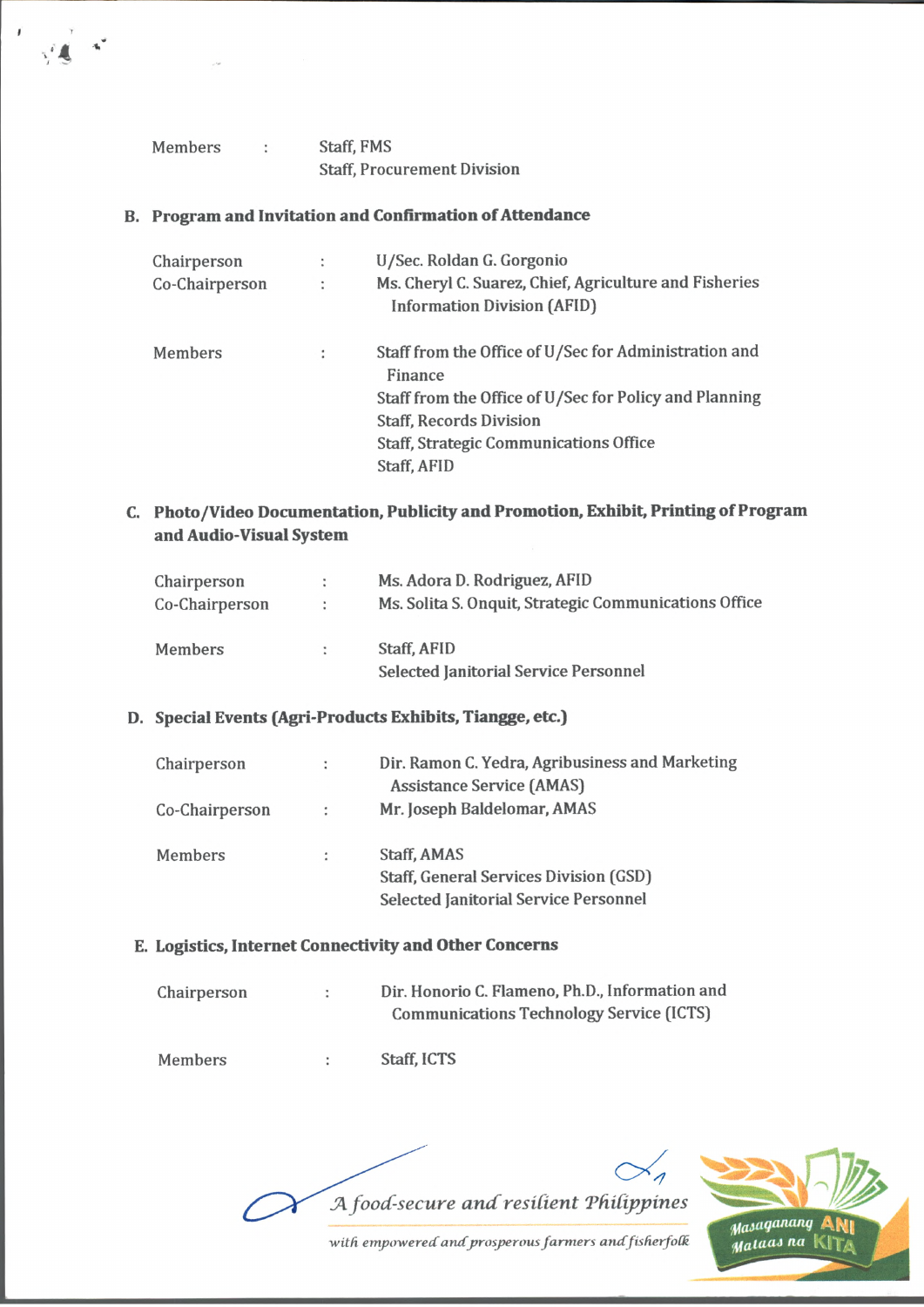| | | |
|---|---|---|
| Members | : | Staff, FMS<br>Staff, Procurement Division |

**B. Program and Invitation and Confirmation of Attendance**

| | | |
|---|---|---|
| Chairperson | : | U/Sec. Roldan G. Gorgonio |
| Co-Chairperson | : | Ms. Cheryl C. Suarez, Chief, Agriculture and Fisheries Information Division (AFID) |
| Members | : | Staff from the Office of U/Sec for Administration and Finance<br>Staff from the Office of U/Sec for Policy and Planning<br>Staff, Records Division<br>Staff, Strategic Communications Office<br>Staff, AFID |

**C. Photo/Video Documentation, Publicity and Promotion, Exhibit, Printing of Program and Audio-Visual System**

| | | |
|---|---|---|
| Chairperson | : | Ms. Adora D. Rodriguez, AFID |
| Co-Chairperson | : | Ms. Solita S. Onquit, Strategic Communications Office |
| Members | : | Staff, AFID<br>Selected Janitorial Service Personnel |

**D. Special Events (Agri-Products Exhibits, Tiangge, etc.)**

| | | |
|---|---|---|
| Chairperson | : | Dir. Ramon C. Yedra, Agribusiness and Marketing Assistance Service (AMAS) |
| Co-Chairperson | : | Mr. Joseph Baldelomar, AMAS |
| Members | : | Staff, AMAS<br>Staff, General Services Division (GSD)<br>Selected Janitorial Service Personnel |

**E. Logistics, Internet Connectivity and Other Concerns**

| | | |
|---|---|---|
| Chairperson | : | Dir. Honorio C. Flameno, Ph.D., Information and Communications Technology Service (ICTS) |
| Members | : | Staff, ICTS |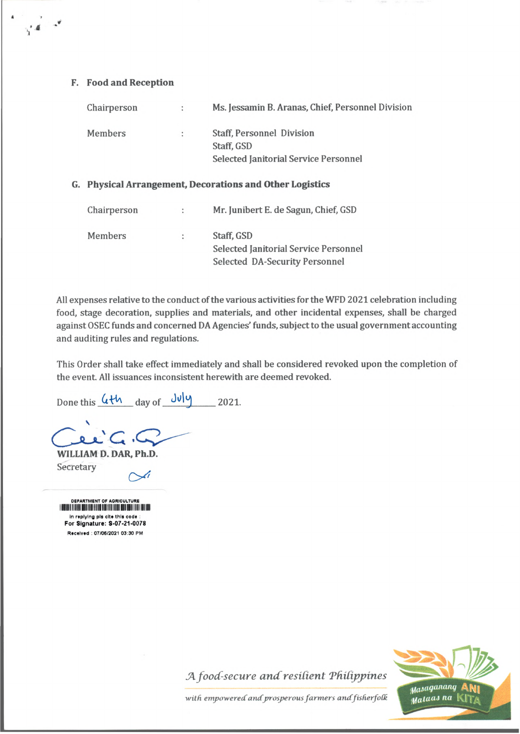### F. Food and Reception

| | | |
|---|---|---|
| Chairperson | : | Ms. Jessamin B. Aranas, Chief, Personnel Division |
| Members | : | Staff, Personnel Division<br>Staff, GSD<br>Selected Janitorial Service Personnel |

### G. Physical Arrangement, Decorations and Other Logistics

| | | |
|---|---|---|
| Chairperson | : | Mr. Junibert E. de Sagun, Chief, GSD |
| Members | : | Staff, GSD<br>Selected Janitorial Service Personnel<br>Selected DA-Security Personnel |

All expenses relative to the conduct of the various activities for the WFD 2021 celebration including food, stage decoration, supplies and materials, and other incidental expenses, shall be charged against OSEC funds and concerned DA Agencies' funds, subject to the usual government accounting and auditing rules and regulations.

This Order shall take effect immediately and shall be considered revoked upon the completion of the event. All issuances inconsistent herewith are deemed revoked.

Done this 6th day of July 2021.

**WILLIAM D. DAR, Ph.D.**
Secretary

DEPARTMENT OF AGRICULTURE
In replying pls cite this code :
For Signature: S-07-21-0078
Received : 07/06/2021 03:30 PM

*A food-secure and resilient Philippines*
*with empowered and prosperous farmers and fisherfolk*

Masaganang ANI Mataas na KITA